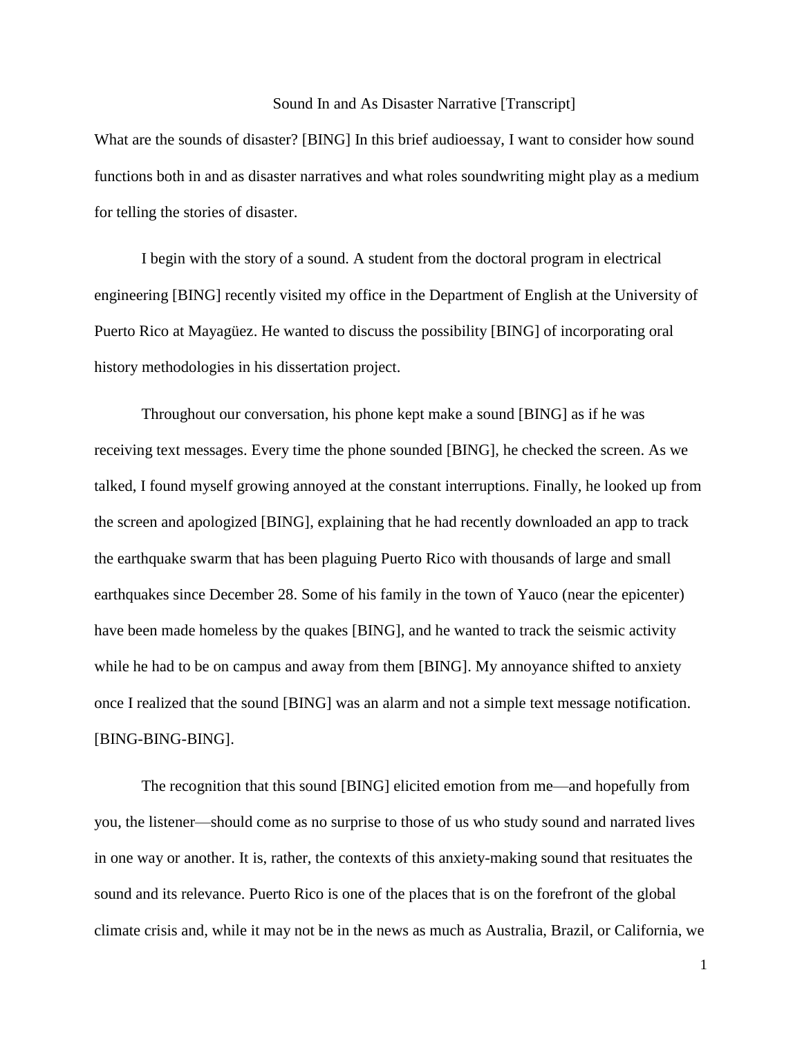# Sound In and As Disaster Narrative [Transcript]

What are the sounds of disaster? [BING] In this brief audioessay, I want to consider how sound functions both in and as disaster narratives and what roles soundwriting might play as a medium for telling the stories of disaster.

I begin with the story of a sound. A student from the doctoral program in electrical engineering [BING] recently visited my office in the Department of English at the University of Puerto Rico at Mayagüez. He wanted to discuss the possibility [BING] of incorporating oral history methodologies in his dissertation project.

Throughout our conversation, his phone kept make a sound [BING] as if he was receiving text messages. Every time the phone sounded [BING], he checked the screen. As we talked, I found myself growing annoyed at the constant interruptions. Finally, he looked up from the screen and apologized [BING], explaining that he had recently downloaded an app to track the earthquake swarm that has been plaguing Puerto Rico with thousands of large and small earthquakes since December 28. Some of his family in the town of Yauco (near the epicenter) have been made homeless by the quakes [BING], and he wanted to track the seismic activity while he had to be on campus and away from them [BING]. My annoyance shifted to anxiety once I realized that the sound [BING] was an alarm and not a simple text message notification. [BING-BING-BING].

The recognition that this sound [BING] elicited emotion from me—and hopefully from you, the listener—should come as no surprise to those of us who study sound and narrated lives in one way or another. It is, rather, the contexts of this anxiety-making sound that resituates the sound and its relevance. Puerto Rico is one of the places that is on the forefront of the global climate crisis and, while it may not be in the news as much as Australia, Brazil, or California, we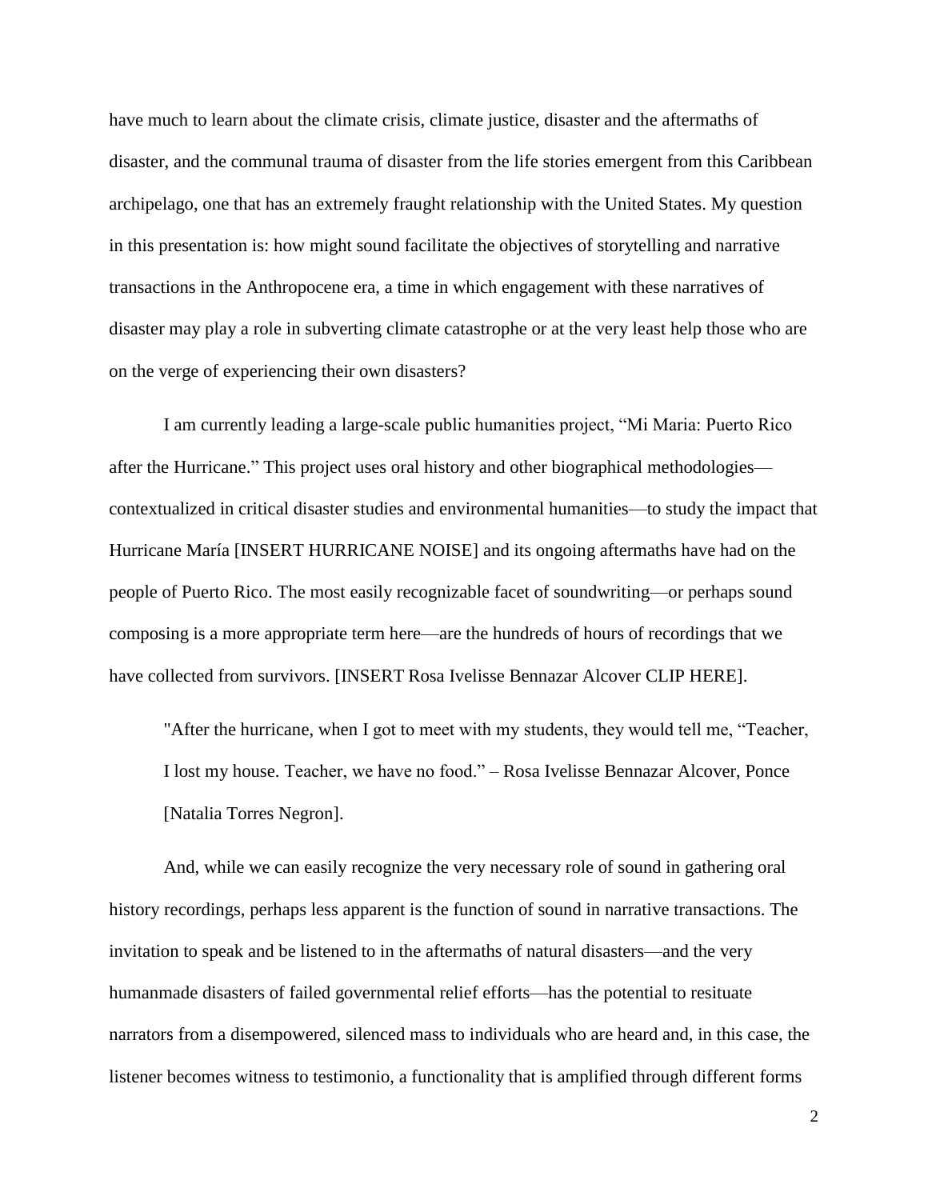have much to learn about the climate crisis, climate justice, disaster and the aftermaths of disaster, and the communal trauma of disaster from the life stories emergent from this Caribbean archipelago, one that has an extremely fraught relationship with the United States. My question in this presentation is: how might sound facilitate the objectives of storytelling and narrative transactions in the Anthropocene era, a time in which engagement with these narratives of disaster may play a role in subverting climate catastrophe or at the very least help those who are on the verge of experiencing their own disasters?

I am currently leading a large-scale public humanities project, "Mi Maria: Puerto Rico after the Hurricane." This project uses oral history and other biographical methodologies—contextualized in critical disaster studies and environmental humanities—to study the impact that Hurricane María [INSERT HURRICANE NOISE] and its ongoing aftermaths have had on the people of Puerto Rico. The most easily recognizable facet of soundwriting—or perhaps sound composing is a more appropriate term here—are the hundreds of hours of recordings that we have collected from survivors. [INSERT Rosa Ivelisse Bennazar Alcover CLIP HERE].

> "After the hurricane, when I got to meet with my students, they would tell me, "Teacher, I lost my house. Teacher, we have no food." – Rosa Ivelisse Bennazar Alcover, Ponce [Natalia Torres Negron].

And, while we can easily recognize the very necessary role of sound in gathering oral history recordings, perhaps less apparent is the function of sound in narrative transactions. The invitation to speak and be listened to in the aftermaths of natural disasters—and the very humanmade disasters of failed governmental relief efforts—has the potential to resituate narrators from a disempowered, silenced mass to individuals who are heard and, in this case, the listener becomes witness to testimonio, a functionality that is amplified through different forms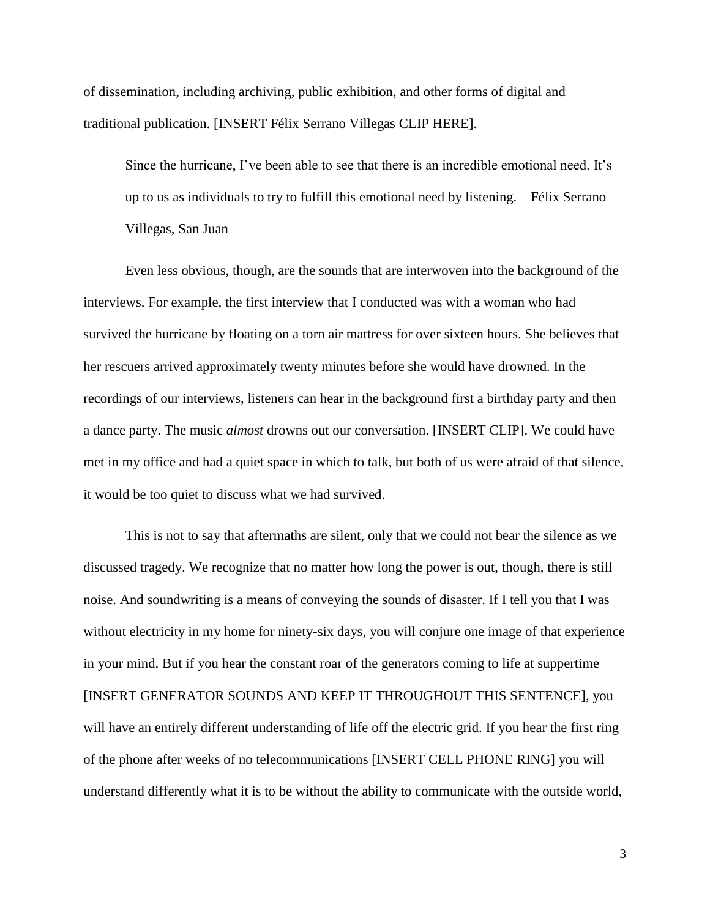of dissemination, including archiving, public exhibition, and other forms of digital and traditional publication. [INSERT Félix Serrano Villegas CLIP HERE].

> Since the hurricane, I've been able to see that there is an incredible emotional need. It's up to us as individuals to try to fulfill this emotional need by listening. – Félix Serrano Villegas, San Juan

Even less obvious, though, are the sounds that are interwoven into the background of the interviews. For example, the first interview that I conducted was with a woman who had survived the hurricane by floating on a torn air mattress for over sixteen hours. She believes that her rescuers arrived approximately twenty minutes before she would have drowned. In the recordings of our interviews, listeners can hear in the background first a birthday party and then a dance party. The music *almost* drowns out our conversation. [INSERT CLIP]. We could have met in my office and had a quiet space in which to talk, but both of us were afraid of that silence, it would be too quiet to discuss what we had survived.

This is not to say that aftermaths are silent, only that we could not bear the silence as we discussed tragedy. We recognize that no matter how long the power is out, though, there is still noise. And soundwriting is a means of conveying the sounds of disaster. If I tell you that I was without electricity in my home for ninety-six days, you will conjure one image of that experience in your mind. But if you hear the constant roar of the generators coming to life at suppertime [INSERT GENERATOR SOUNDS AND KEEP IT THROUGHOUT THIS SENTENCE], you will have an entirely different understanding of life off the electric grid. If you hear the first ring of the phone after weeks of no telecommunications [INSERT CELL PHONE RING] you will understand differently what it is to be without the ability to communicate with the outside world,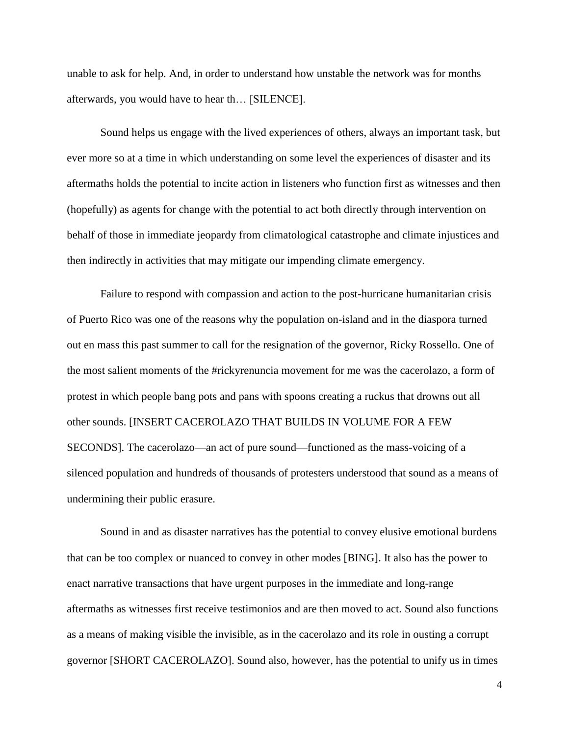unable to ask for help. And, in order to understand how unstable the network was for months afterwards, you would have to hear th… [SILENCE].

Sound helps us engage with the lived experiences of others, always an important task, but ever more so at a time in which understanding on some level the experiences of disaster and its aftermaths holds the potential to incite action in listeners who function first as witnesses and then (hopefully) as agents for change with the potential to act both directly through intervention on behalf of those in immediate jeopardy from climatological catastrophe and climate injustices and then indirectly in activities that may mitigate our impending climate emergency.

Failure to respond with compassion and action to the post-hurricane humanitarian crisis of Puerto Rico was one of the reasons why the population on-island and in the diaspora turned out en mass this past summer to call for the resignation of the governor, Ricky Rossello. One of the most salient moments of the #rickyrenuncia movement for me was the cacerolazo, a form of protest in which people bang pots and pans with spoons creating a ruckus that drowns out all other sounds. [INSERT CACEROLAZO THAT BUILDS IN VOLUME FOR A FEW SECONDS]. The cacerolazo—an act of pure sound—functioned as the mass-voicing of a silenced population and hundreds of thousands of protesters understood that sound as a means of undermining their public erasure.

Sound in and as disaster narratives has the potential to convey elusive emotional burdens that can be too complex or nuanced to convey in other modes [BING]. It also has the power to enact narrative transactions that have urgent purposes in the immediate and long-range aftermaths as witnesses first receive testimonios and are then moved to act. Sound also functions as a means of making visible the invisible, as in the cacerolazo and its role in ousting a corrupt governor [SHORT CACEROLAZO]. Sound also, however, has the potential to unify us in times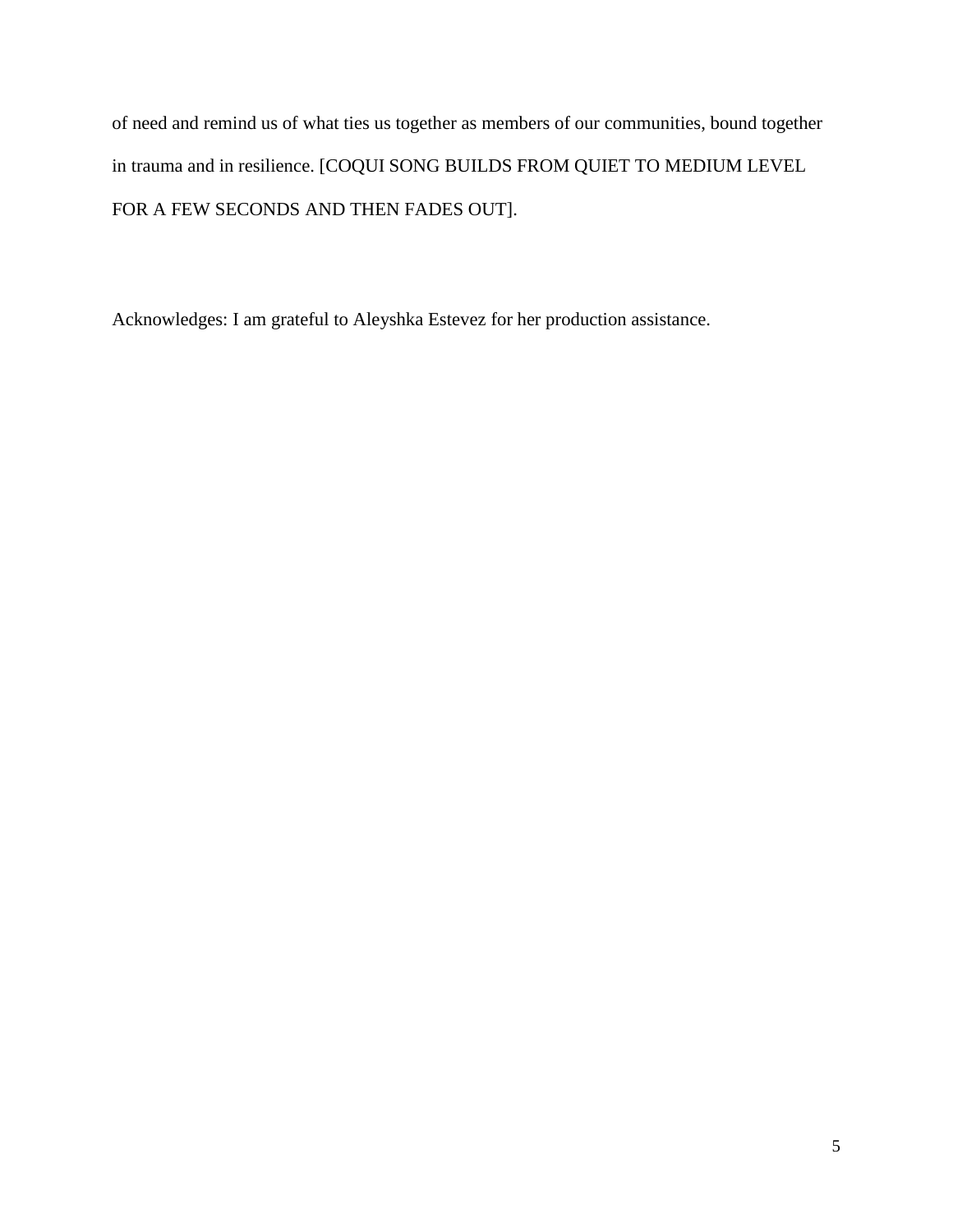of need and remind us of what ties us together as members of our communities, bound together in trauma and in resilience. [COQUI SONG BUILDS FROM QUIET TO MEDIUM LEVEL FOR A FEW SECONDS AND THEN FADES OUT].

Acknowledges: I am grateful to Aleyshka Estevez for her production assistance.